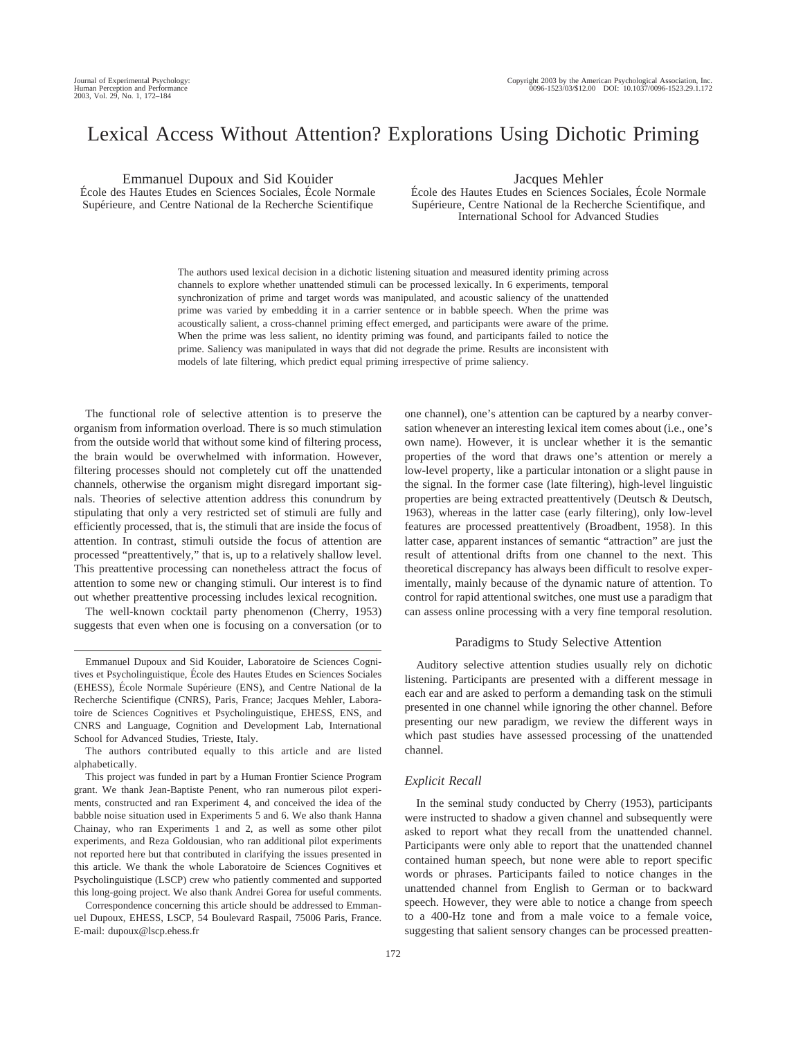# Lexical Access Without Attention? Explorations Using Dichotic Priming

Emmanuel Dupoux and Sid Kouider
École des Hautes Etudes en Sciences Sociales, École Normale Supérieure, and Centre National de la Recherche Scientifique

Jacques Mehler
École des Hautes Etudes en Sciences Sociales, École Normale Supérieure, Centre National de la Recherche Scientifique, and International School for Advanced Studies

The authors used lexical decision in a dichotic listening situation and measured identity priming across channels to explore whether unattended stimuli can be processed lexically. In 6 experiments, temporal synchronization of prime and target words was manipulated, and acoustic saliency of the unattended prime was varied by embedding it in a carrier sentence or in babble speech. When the prime was acoustically salient, a cross-channel priming effect emerged, and participants were aware of the prime. When the prime was less salient, no identity priming was found, and participants failed to notice the prime. Saliency was manipulated in ways that did not degrade the prime. Results are inconsistent with models of late filtering, which predict equal priming irrespective of prime saliency.

The functional role of selective attention is to preserve the organism from information overload. There is so much stimulation from the outside world that without some kind of filtering process, the brain would be overwhelmed with information. However, filtering processes should not completely cut off the unattended channels, otherwise the organism might disregard important signals. Theories of selective attention address this conundrum by stipulating that only a very restricted set of stimuli are fully and efficiently processed, that is, the stimuli that are inside the focus of attention. In contrast, stimuli outside the focus of attention are processed "preattentively," that is, up to a relatively shallow level. This preattentive processing can nonetheless attract the focus of attention to some new or changing stimuli. Our interest is to find out whether preattentive processing includes lexical recognition.

The well-known cocktail party phenomenon (Cherry, 1953) suggests that even when one is focusing on a conversation (or to one channel), one's attention can be captured by a nearby conversation whenever an interesting lexical item comes about (i.e., one's own name). However, it is unclear whether it is the semantic properties of the word that draws one's attention or merely a low-level property, like a particular intonation or a slight pause in the signal. In the former case (late filtering), high-level linguistic properties are being extracted preattentively (Deutsch & Deutsch, 1963), whereas in the latter case (early filtering), only low-level features are processed preattentively (Broadbent, 1958). In this latter case, apparent instances of semantic "attraction" are just the result of attentional drifts from one channel to the next. This theoretical discrepancy has always been difficult to resolve experimentally, mainly because of the dynamic nature of attention. To control for rapid attentional switches, one must use a paradigm that can assess online processing with a very fine temporal resolution.

## Paradigms to Study Selective Attention

Auditory selective attention studies usually rely on dichotic listening. Participants are presented with a different message in each ear and are asked to perform a demanding task on the stimuli presented in one channel while ignoring the other channel. Before presenting our new paradigm, we review the different ways in which past studies have assessed processing of the unattended channel.

### *Explicit Recall*

In the seminal study conducted by Cherry (1953), participants were instructed to shadow a given channel and subsequently were asked to report what they recall from the unattended channel. Participants were only able to report that the unattended channel contained human speech, but none were able to report specific words or phrases. Participants failed to notice changes in the unattended channel from English to German or to backward speech. However, they were able to notice a change from speech to a 400-Hz tone and from a male voice to a female voice, suggesting that salient sensory changes can be processed preatten-

---

Emmanuel Dupoux and Sid Kouider, Laboratoire de Sciences Cognitives et Psycholinguistique, École des Hautes Etudes en Sciences Sociales (EHESS), École Normale Supérieure (ENS), and Centre National de la Recherche Scientifique (CNRS), Paris, France; Jacques Mehler, Laboratoire de Sciences Cognitives et Psycholinguistique, EHESS, ENS, and CNRS and Language, Cognition and Development Lab, International School for Advanced Studies, Trieste, Italy.

The authors contributed equally to this article and are listed alphabetically.

This project was funded in part by a Human Frontier Science Program grant. We thank Jean-Baptiste Penent, who ran numerous pilot experiments, constructed and ran Experiment 4, and conceived the idea of the babble noise situation used in Experiments 5 and 6. We also thank Hanna Chainay, who ran Experiments 1 and 2, as well as some other pilot experiments, and Reza Goldousian, who ran additional pilot experiments not reported here but that contributed in clarifying the issues presented in this article. We thank the whole Laboratoire de Sciences Cognitives et Psycholinguistique (LSCP) crew who patiently commented and supported this long-going project. We also thank Andrei Gorea for useful comments.

Correspondence concerning this article should be addressed to Emmanuel Dupoux, EHESS, LSCP, 54 Boulevard Raspail, 75006 Paris, France. E-mail: dupoux@lscp.ehess.fr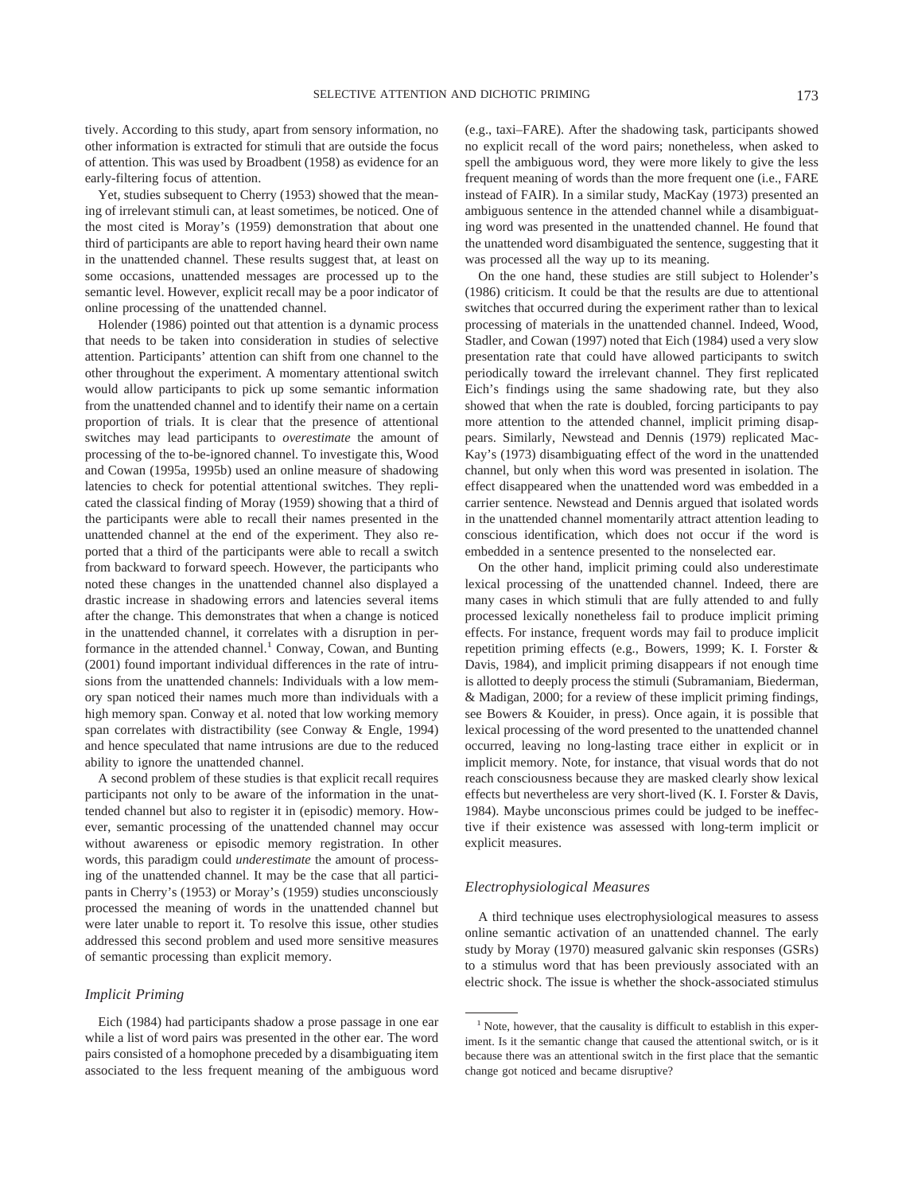tively. According to this study, apart from sensory information, no other information is extracted for stimuli that are outside the focus of attention. This was used by Broadbent (1958) as evidence for an early-filtering focus of attention.

Yet, studies subsequent to Cherry (1953) showed that the meaning of irrelevant stimuli can, at least sometimes, be noticed. One of the most cited is Moray's (1959) demonstration that about one third of participants are able to report having heard their own name in the unattended channel. These results suggest that, at least on some occasions, unattended messages are processed up to the semantic level. However, explicit recall may be a poor indicator of online processing of the unattended channel.

Holender (1986) pointed out that attention is a dynamic process that needs to be taken into consideration in studies of selective attention. Participants' attention can shift from one channel to the other throughout the experiment. A momentary attentional switch would allow participants to pick up some semantic information from the unattended channel and to identify their name on a certain proportion of trials. It is clear that the presence of attentional switches may lead participants to *overestimate* the amount of processing of the to-be-ignored channel. To investigate this, Wood and Cowan (1995a, 1995b) used an online measure of shadowing latencies to check for potential attentional switches. They replicated the classical finding of Moray (1959) showing that a third of the participants were able to recall their names presented in the unattended channel at the end of the experiment. They also reported that a third of the participants were able to recall a switch from backward to forward speech. However, the participants who noted these changes in the unattended channel also displayed a drastic increase in shadowing errors and latencies several items after the change. This demonstrates that when a change is noticed in the unattended channel, it correlates with a disruption in performance in the attended channel.[1] Conway, Cowan, and Bunting (2001) found important individual differences in the rate of intrusions from the unattended channels: Individuals with a low memory span noticed their names much more than individuals with a high memory span. Conway et al. noted that low working memory span correlates with distractibility (see Conway & Engle, 1994) and hence speculated that name intrusions are due to the reduced ability to ignore the unattended channel.

A second problem of these studies is that explicit recall requires participants not only to be aware of the information in the unattended channel but also to register it in (episodic) memory. However, semantic processing of the unattended channel may occur without awareness or episodic memory registration. In other words, this paradigm could *underestimate* the amount of processing of the unattended channel. It may be the case that all participants in Cherry's (1953) or Moray's (1959) studies unconsciously processed the meaning of words in the unattended channel but were later unable to report it. To resolve this issue, other studies addressed this second problem and used more sensitive measures of semantic processing than explicit memory.

### *Implicit Priming*

Eich (1984) had participants shadow a prose passage in one ear while a list of word pairs was presented in the other ear. The word pairs consisted of a homophone preceded by a disambiguating item associated to the less frequent meaning of the ambiguous word (e.g., taxi–FARE). After the shadowing task, participants showed no explicit recall of the word pairs; nonetheless, when asked to spell the ambiguous word, they were more likely to give the less frequent meaning of words than the more frequent one (i.e., FARE instead of FAIR). In a similar study, MacKay (1973) presented an ambiguous sentence in the attended channel while a disambiguating word was presented in the unattended channel. He found that the unattended word disambiguated the sentence, suggesting that it was processed all the way up to its meaning.

On the one hand, these studies are still subject to Holender's (1986) criticism. It could be that the results are due to attentional switches that occurred during the experiment rather than to lexical processing of materials in the unattended channel. Indeed, Wood, Stadler, and Cowan (1997) noted that Eich (1984) used a very slow presentation rate that could have allowed participants to switch periodically toward the irrelevant channel. They first replicated Eich's findings using the same shadowing rate, but they also showed that when the rate is doubled, forcing participants to pay more attention to the attended channel, implicit priming disappears. Similarly, Newstead and Dennis (1979) replicated MacKay's (1973) disambiguating effect of the word in the unattended channel, but only when this word was presented in isolation. The effect disappeared when the unattended word was embedded in a carrier sentence. Newstead and Dennis argued that isolated words in the unattended channel momentarily attract attention leading to conscious identification, which does not occur if the word is embedded in a sentence presented to the nonselected ear.

On the other hand, implicit priming could also underestimate lexical processing of the unattended channel. Indeed, there are many cases in which stimuli that are fully attended to and fully processed lexically nonetheless fail to produce implicit priming effects. For instance, frequent words may fail to produce implicit repetition priming effects (e.g., Bowers, 1999; K. I. Forster & Davis, 1984), and implicit priming disappears if not enough time is allotted to deeply process the stimuli (Subramaniam, Biederman, & Madigan, 2000; for a review of these implicit priming findings, see Bowers & Kouider, in press). Once again, it is possible that lexical processing of the word presented to the unattended channel occurred, leaving no long-lasting trace either in explicit or in implicit memory. Note, for instance, that visual words that do not reach consciousness because they are masked clearly show lexical effects but nevertheless are very short-lived (K. I. Forster & Davis, 1984). Maybe unconscious primes could be judged to be ineffective if their existence was assessed with long-term implicit or explicit measures.

### *Electrophysiological Measures*

A third technique uses electrophysiological measures to assess online semantic activation of an unattended channel. The early study by Moray (1970) measured galvanic skin responses (GSRs) to a stimulus word that has been previously associated with an electric shock. The issue is whether the shock-associated stimulus

[1] Note, however, that the causality is difficult to establish in this experiment. Is it the semantic change that caused the attentional switch, or is it because there was an attentional switch in the first place that the semantic change got noticed and became disruptive?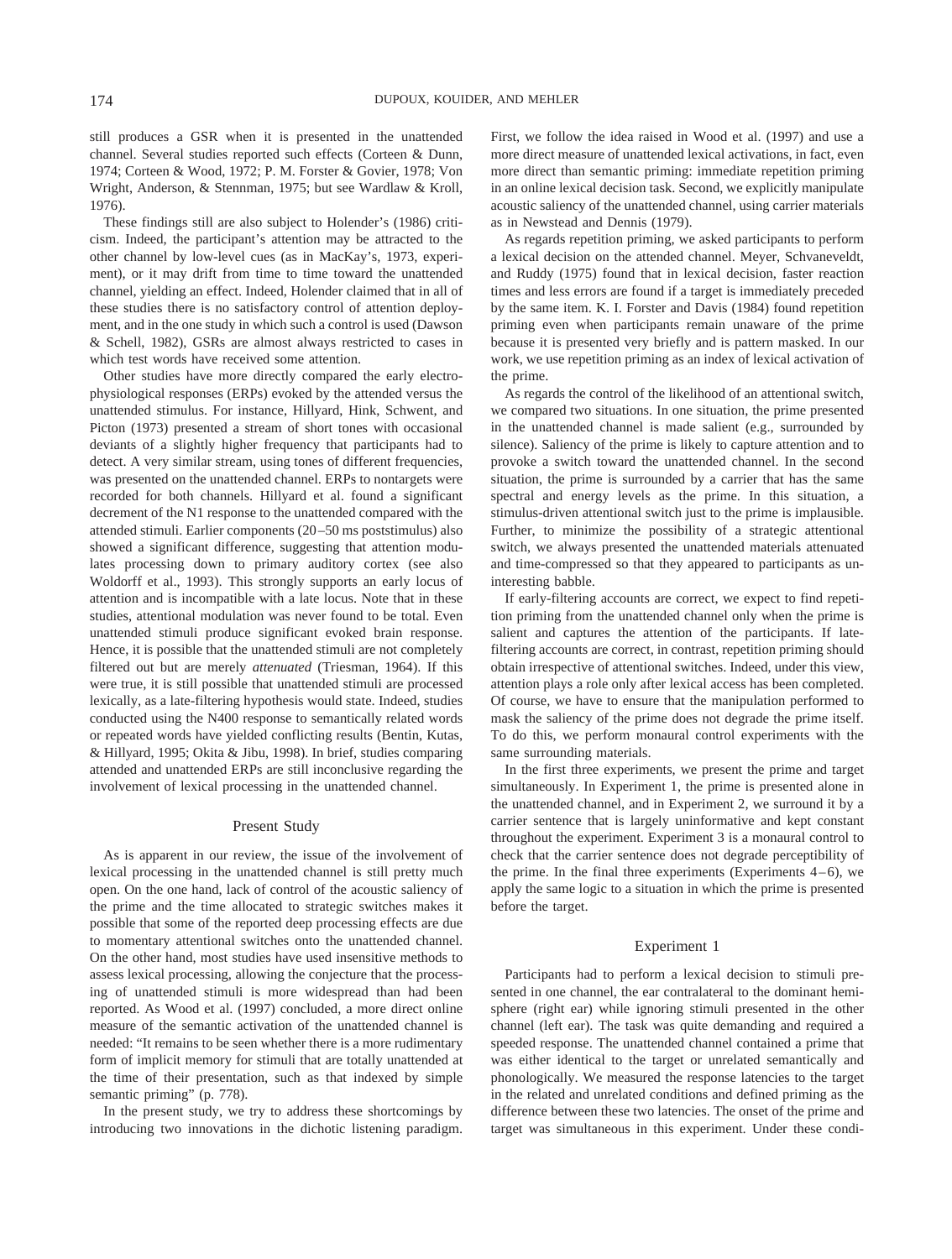still produces a GSR when it is presented in the unattended channel. Several studies reported such effects (Corteen & Dunn, 1974; Corteen & Wood, 1972; P. M. Forster & Govier, 1978; Von Wright, Anderson, & Stennman, 1975; but see Wardlaw & Kroll, 1976).

These findings still are also subject to Holender's (1986) criticism. Indeed, the participant's attention may be attracted to the other channel by low-level cues (as in MacKay's, 1973, experiment), or it may drift from time to time toward the unattended channel, yielding an effect. Indeed, Holender claimed that in all of these studies there is no satisfactory control of attention deployment, and in the one study in which such a control is used (Dawson & Schell, 1982), GSRs are almost always restricted to cases in which test words have received some attention.

Other studies have more directly compared the early electrophysiological responses (ERPs) evoked by the attended versus the unattended stimulus. For instance, Hillyard, Hink, Schwent, and Picton (1973) presented a stream of short tones with occasional deviants of a slightly higher frequency that participants had to detect. A very similar stream, using tones of different frequencies, was presented on the unattended channel. ERPs to nontargets were recorded for both channels. Hillyard et al. found a significant decrement of the N1 response to the unattended compared with the attended stimuli. Earlier components (20–50 ms poststimulus) also showed a significant difference, suggesting that attention modulates processing down to primary auditory cortex (see also Woldorff et al., 1993). This strongly supports an early locus of attention and is incompatible with a late locus. Note that in these studies, attentional modulation was never found to be total. Even unattended stimuli produce significant evoked brain response. Hence, it is possible that the unattended stimuli are not completely filtered out but are merely *attenuated* (Triesman, 1964). If this were true, it is still possible that unattended stimuli are processed lexically, as a late-filtering hypothesis would state. Indeed, studies conducted using the N400 response to semantically related words or repeated words have yielded conflicting results (Bentin, Kutas, & Hillyard, 1995; Okita & Jibu, 1998). In brief, studies comparing attended and unattended ERPs are still inconclusive regarding the involvement of lexical processing in the unattended channel.

## Present Study

As is apparent in our review, the issue of the involvement of lexical processing in the unattended channel is still pretty much open. On the one hand, lack of control of the acoustic saliency of the prime and the time allocated to strategic switches makes it possible that some of the reported deep processing effects are due to momentary attentional switches onto the unattended channel. On the other hand, most studies have used insensitive methods to assess lexical processing, allowing the conjecture that the processing of unattended stimuli is more widespread than had been reported. As Wood et al. (1997) concluded, a more direct online measure of the semantic activation of the unattended channel is needed: "It remains to be seen whether there is a more rudimentary form of implicit memory for stimuli that are totally unattended at the time of their presentation, such as that indexed by simple semantic priming" (p. 778).

In the present study, we try to address these shortcomings by introducing two innovations in the dichotic listening paradigm. First, we follow the idea raised in Wood et al. (1997) and use a more direct measure of unattended lexical activations, in fact, even more direct than semantic priming: immediate repetition priming in an online lexical decision task. Second, we explicitly manipulate acoustic saliency of the unattended channel, using carrier materials as in Newstead and Dennis (1979).

As regards repetition priming, we asked participants to perform a lexical decision on the attended channel. Meyer, Schvaneveldt, and Ruddy (1975) found that in lexical decision, faster reaction times and less errors are found if a target is immediately preceded by the same item. K. I. Forster and Davis (1984) found repetition priming even when participants remain unaware of the prime because it is presented very briefly and is pattern masked. In our work, we use repetition priming as an index of lexical activation of the prime.

As regards the control of the likelihood of an attentional switch, we compared two situations. In one situation, the prime presented in the unattended channel is made salient (e.g., surrounded by silence). Saliency of the prime is likely to capture attention and to provoke a switch toward the unattended channel. In the second situation, the prime is surrounded by a carrier that has the same spectral and energy levels as the prime. In this situation, a stimulus-driven attentional switch just to the prime is implausible. Further, to minimize the possibility of a strategic attentional switch, we always presented the unattended materials attenuated and time-compressed so that they appeared to participants as uninteresting babble.

If early-filtering accounts are correct, we expect to find repetition priming from the unattended channel only when the prime is salient and captures the attention of the participants. If late-filtering accounts are correct, in contrast, repetition priming should obtain irrespective of attentional switches. Indeed, under this view, attention plays a role only after lexical access has been completed. Of course, we have to ensure that the manipulation performed to mask the saliency of the prime does not degrade the prime itself. To do this, we perform monaural control experiments with the same surrounding materials.

In the first three experiments, we present the prime and target simultaneously. In Experiment 1, the prime is presented alone in the unattended channel, and in Experiment 2, we surround it by a carrier sentence that is largely uninformative and kept constant throughout the experiment. Experiment 3 is a monaural control to check that the carrier sentence does not degrade perceptibility of the prime. In the final three experiments (Experiments 4–6), we apply the same logic to a situation in which the prime is presented before the target.

## Experiment 1

Participants had to perform a lexical decision to stimuli presented in one channel, the ear contralateral to the dominant hemisphere (right ear) while ignoring stimuli presented in the other channel (left ear). The task was quite demanding and required a speeded response. The unattended channel contained a prime that was either identical to the target or unrelated semantically and phonologically. We measured the response latencies to the target in the related and unrelated conditions and defined priming as the difference between these two latencies. The onset of the prime and target was simultaneous in this experiment. Under these condi-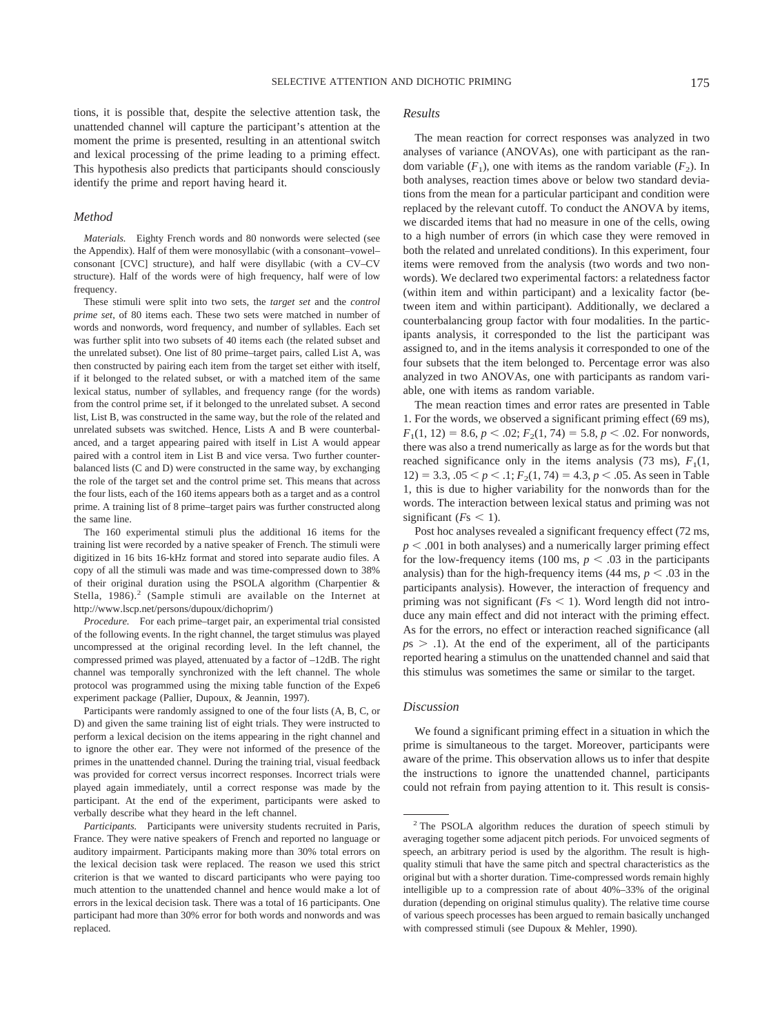tions, it is possible that, despite the selective attention task, the unattended channel will capture the participant's attention at the moment the prime is presented, resulting in an attentional switch and lexical processing of the prime leading to a priming effect. This hypothesis also predicts that participants should consciously identify the prime and report having heard it.

### Method

*Materials.* Eighty French words and 80 nonwords were selected (see the Appendix). Half of them were monosyllabic (with a consonant–vowel–consonant [CVC] structure), and half were disyllabic (with a CV–CV structure). Half of the words were of high frequency, half were of low frequency.

These stimuli were split into two sets, the *target set* and the *control prime set*, of 80 items each. These two sets were matched in number of words and nonwords, word frequency, and number of syllables. Each set was further split into two subsets of 40 items each (the related subset and the unrelated subset). One list of 80 prime–target pairs, called List A, was then constructed by pairing each item from the target set either with itself, if it belonged to the related subset, or with a matched item of the same lexical status, number of syllables, and frequency range (for the words) from the control prime set, if it belonged to the unrelated subset. A second list, List B, was constructed in the same way, but the role of the related and unrelated subsets was switched. Hence, Lists A and B were counterbalanced, and a target appearing paired with itself in List A would appear paired with a control item in List B and vice versa. Two further counterbalanced lists (C and D) were constructed in the same way, by exchanging the role of the target set and the control prime set. This means that across the four lists, each of the 160 items appears both as a target and as a control prime. A training list of 8 prime–target pairs was further constructed along the same line.

The 160 experimental stimuli plus the additional 16 items for the training list were recorded by a native speaker of French. The stimuli were digitized in 16 bits 16-kHz format and stored into separate audio files. A copy of all the stimuli was made and was time-compressed down to 38% of their original duration using the PSOLA algorithm (Charpentier & Stella, 1986).[2] (Sample stimuli are available on the Internet at http://www.lscp.net/persons/dupoux/dichoprim/)

*Procedure.* For each prime–target pair, an experimental trial consisted of the following events. In the right channel, the target stimulus was played uncompressed at the original recording level. In the left channel, the compressed primed was played, attenuated by a factor of –12dB. The right channel was temporally synchronized with the left channel. The whole protocol was programmed using the mixing table function of the Expe6 experiment package (Pallier, Dupoux, & Jeannin, 1997).

Participants were randomly assigned to one of the four lists (A, B, C, or D) and given the same training list of eight trials. They were instructed to perform a lexical decision on the items appearing in the right channel and to ignore the other ear. They were not informed of the presence of the primes in the unattended channel. During the training trial, visual feedback was provided for correct versus incorrect responses. Incorrect trials were played again immediately, until a correct response was made by the participant. At the end of the experiment, participants were asked to verbally describe what they heard in the left channel.

*Participants.* Participants were university students recruited in Paris, France. They were native speakers of French and reported no language or auditory impairment. Participants making more than 30% total errors on the lexical decision task were replaced. The reason we used this strict criterion is that we wanted to discard participants who were paying too much attention to the unattended channel and hence would make a lot of errors in the lexical decision task. There was a total of 16 participants. One participant had more than 30% error for both words and nonwords and was replaced.

### Results

The mean reaction for correct responses was analyzed in two analyses of variance (ANOVAs), one with participant as the random variable ($F_1$), one with items as the random variable ($F_2$). In both analyses, reaction times above or below two standard deviations from the mean for a particular participant and condition were replaced by the relevant cutoff. To conduct the ANOVA by items, we discarded items that had no measure in one of the cells, owing to a high number of errors (in which case they were removed in both the related and unrelated conditions). In this experiment, four items were removed from the analysis (two words and two nonwords). We declared two experimental factors: a relatedness factor (within item and within participant) and a lexicality factor (between item and within participant). Additionally, we declared a counterbalancing group factor with four modalities. In the participants analysis, it corresponded to the list the participant was assigned to, and in the items analysis it corresponded to one of the four subsets that the item belonged to. Percentage error was also analyzed in two ANOVAs, one with participants as random variable, one with items as random variable.

The mean reaction times and error rates are presented in Table 1. For the words, we observed a significant priming effect (69 ms), $F_1(1, 12) = 8.6$, $p < .02$; $F_2(1, 74) = 5.8$, $p < .02$. For nonwords, there was also a trend numerically as large as for the words but that reached significance only in the items analysis (73 ms), $F_1(1, 12) = 3.3$, $.05 < p < .1$; $F_2(1, 74) = 4.3$, $p < .05$. As seen in Table 1, this is due to higher variability for the nonwords than for the words. The interaction between lexical status and priming was not significant ($F$s $< 1$).

Post hoc analyses revealed a significant frequency effect (72 ms, $p < .001$ in both analyses) and a numerically larger priming effect for the low-frequency items (100 ms, $p < .03$ in the participants analysis) than for the high-frequency items (44 ms, $p < .03$ in the participants analysis). However, the interaction of frequency and priming was not significant ($F$s $< 1$). Word length did not introduce any main effect and did not interact with the priming effect. As for the errors, no effect or interaction reached significance (all $p$s $> .1$). At the end of the experiment, all of the participants reported hearing a stimulus on the unattended channel and said that this stimulus was sometimes the same or similar to the target.

### Discussion

We found a significant priming effect in a situation in which the prime is simultaneous to the target. Moreover, participants were aware of the prime. This observation allows us to infer that despite the instructions to ignore the unattended channel, participants could not refrain from paying attention to it. This result is consis-

[2] The PSOLA algorithm reduces the duration of speech stimuli by averaging together some adjacent pitch periods. For unvoiced segments of speech, an arbitrary period is used by the algorithm. The result is high-quality stimuli that have the same pitch and spectral characteristics as the original but with a shorter duration. Time-compressed words remain highly intelligible up to a compression rate of about 40%–33% of the original duration (depending on original stimulus quality). The relative time course of various speech processes has been argued to remain basically unchanged with compressed stimuli (see Dupoux & Mehler, 1990).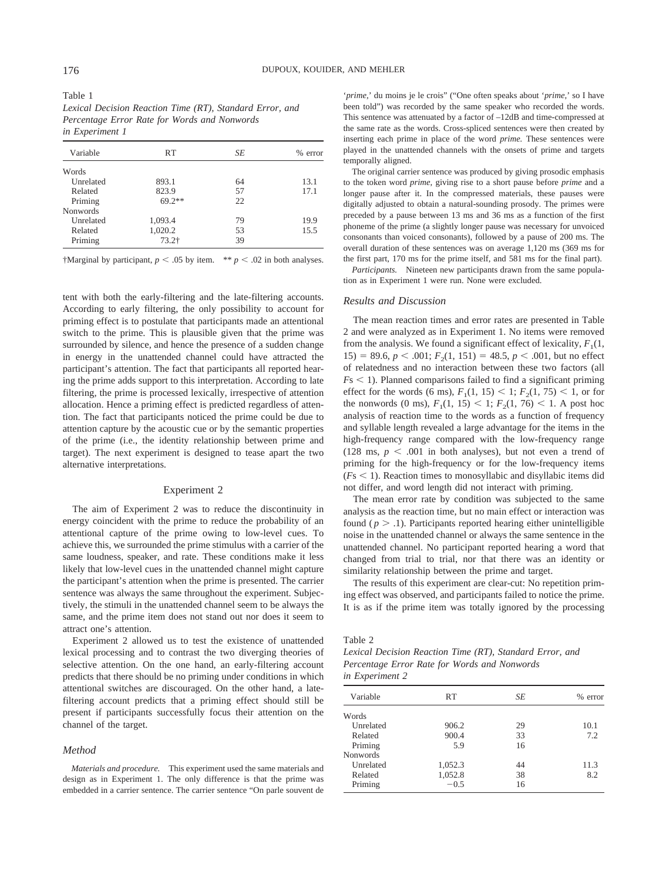Table 1
*Lexical Decision Reaction Time (RT), Standard Error, and Percentage Error Rate for Words and Nonwords in Experiment 1*

| Variable | RT | *SE* | % error |
|---|---|---|---|
| Words | | | |
| Unrelated | 893.1 | 64 | 13.1 |
| Related | 823.9 | 57 | 17.1 |
| Priming | 69.2** | 22 | |
| Nonwords | | | |
| Unrelated | 1,093.4 | 79 | 19.9 |
| Related | 1,020.2 | 53 | 15.5 |
| Priming | 73.2† | 39 | |

†Marginal by participant, $p < .05$ by item. ** $p < .02$ in both analyses.

tent with both the early-filtering and the late-filtering accounts. According to early filtering, the only possibility to account for priming effect is to postulate that participants made an attentional switch to the prime. This is plausible given that the prime was surrounded by silence, and hence the presence of a sudden change in energy in the unattended channel could have attracted the participant's attention. The fact that participants all reported hearing the prime adds support to this interpretation. According to late filtering, the prime is processed lexically, irrespective of attention allocation. Hence a priming effect is predicted regardless of attention. The fact that participants noticed the prime could be due to attention capture by the acoustic cue or by the semantic properties of the prime (i.e., the identity relationship between prime and target). The next experiment is designed to tease apart the two alternative interpretations.

## Experiment 2

The aim of Experiment 2 was to reduce the discontinuity in energy coincident with the prime to reduce the probability of an attentional capture of the prime owing to low-level cues. To achieve this, we surrounded the prime stimulus with a carrier of the same loudness, speaker, and rate. These conditions make it less likely that low-level cues in the unattended channel might capture the participant's attention when the prime is presented. The carrier sentence was always the same throughout the experiment. Subjectively, the stimuli in the unattended channel seem to be always the same, and the prime item does not stand out nor does it seem to attract one's attention.

Experiment 2 allowed us to test the existence of unattended lexical processing and to contrast the two diverging theories of selective attention. On the one hand, an early-filtering account predicts that there should be no priming under conditions in which attentional switches are discouraged. On the other hand, a late-filtering account predicts that a priming effect should still be present if participants successfully focus their attention on the channel of the target.

### Method

*Materials and procedure.* This experiment used the same materials and design as in Experiment 1. The only difference is that the prime was embedded in a carrier sentence. The carrier sentence "On parle souvent de '*prime*,' du moins je le crois" ("One often speaks about '*prime*,' so I have been told") was recorded by the same speaker who recorded the words. This sentence was attenuated by a factor of –12dB and time-compressed at the same rate as the words. Cross-spliced sentences were then created by inserting each prime in place of the word *prime.* These sentences were played in the unattended channels with the onsets of prime and targets temporally aligned.

The original carrier sentence was produced by giving prosodic emphasis to the token word *prime*, giving rise to a short pause before *prime* and a longer pause after it. In the compressed materials, these pauses were digitally adjusted to obtain a natural-sounding prosody. The primes were preceded by a pause between 13 ms and 36 ms as a function of the first phoneme of the prime (a slightly longer pause was necessary for unvoiced consonants than voiced consonants), followed by a pause of 200 ms. The overall duration of these sentences was on average 1,120 ms (369 ms for the first part, 170 ms for the prime itself, and 581 ms for the final part).

*Participants.* Nineteen new participants drawn from the same population as in Experiment 1 were run. None were excluded.

### Results and Discussion

The mean reaction times and error rates are presented in Table 2 and were analyzed as in Experiment 1. No items were removed from the analysis. We found a significant effect of lexicality, $F_1(1, 15) = 89.6$, $p < .001$; $F_2(1, 151) = 48.5$, $p < .001$, but no effect of relatedness and no interaction between these two factors (all $F$s $< 1$). Planned comparisons failed to find a significant priming effect for the words (6 ms), $F_1(1, 15) < 1$; $F_2(1, 75) < 1$, or for the nonwords (0 ms), $F_1(1, 15) < 1$; $F_2(1, 76) < 1$. A post hoc analysis of reaction time to the words as a function of frequency and syllable length revealed a large advantage for the items in the high-frequency range compared with the low-frequency range (128 ms, $p < .001$ in both analyses), but not even a trend of priming for the high-frequency or for the low-frequency items ($F$s $< 1$). Reaction times to monosyllabic and disyllabic items did not differ, and word length did not interact with priming.

The mean error rate by condition was subjected to the same analysis as the reaction time, but no main effect or interaction was found ($p > .1$). Participants reported hearing either unintelligible noise in the unattended channel or always the same sentence in the unattended channel. No participant reported hearing a word that changed from trial to trial, nor that there was an identity or similarity relationship between the prime and target.

The results of this experiment are clear-cut: No repetition priming effect was observed, and participants failed to notice the prime. It is as if the prime item was totally ignored by the processing

Table 2
*Lexical Decision Reaction Time (RT), Standard Error, and Percentage Error Rate for Words and Nonwords in Experiment 2*

| Variable | RT | *SE* | % error |
|---|---|---|---|
| Words | | | |
| Unrelated | 906.2 | 29 | 10.1 |
| Related | 900.4 | 33 | 7.2 |
| Priming | 5.9 | 16 | |
| Nonwords | | | |
| Unrelated | 1,052.3 | 44 | 11.3 |
| Related | 1,052.8 | 38 | 8.2 |
| Priming | −0.5 | 16 | |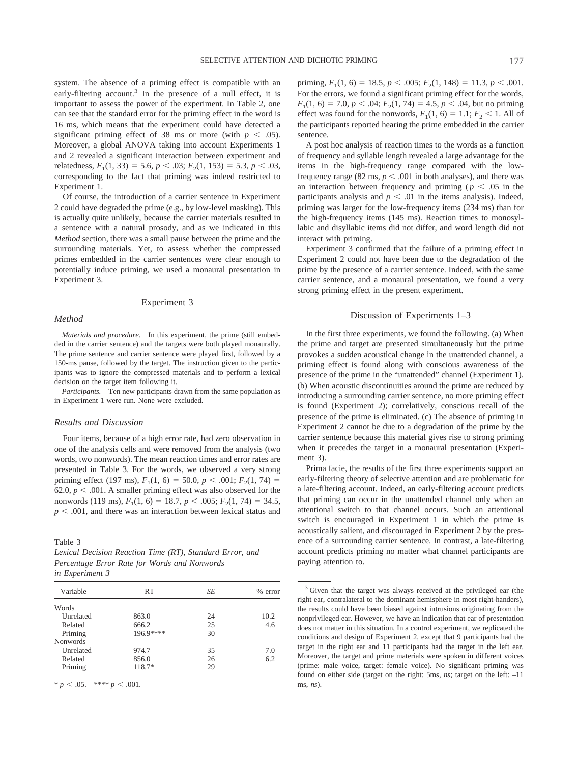system. The absence of a priming effect is compatible with an early-filtering account.[3] In the presence of a null effect, it is important to assess the power of the experiment. In Table 2, one can see that the standard error for the priming effect in the word is 16 ms, which means that the experiment could have detected a significant priming effect of 38 ms or more (with $p < .05$). Moreover, a global ANOVA taking into account Experiments 1 and 2 revealed a significant interaction between experiment and relatedness, $F_1(1, 33) = 5.6$, $p < .03$; $F_2(1, 153) = 5.3$, $p < .03$, corresponding to the fact that priming was indeed restricted to Experiment 1.

Of course, the introduction of a carrier sentence in Experiment 2 could have degraded the prime (e.g., by low-level masking). This is actually quite unlikely, because the carrier materials resulted in a sentence with a natural prosody, and as we indicated in this *Method* section, there was a small pause between the prime and the surrounding materials. Yet, to assess whether the compressed primes embedded in the carrier sentences were clear enough to potentially induce priming, we used a monaural presentation in Experiment 3.

## Experiment 3

### Method

*Materials and procedure.* In this experiment, the prime (still embedded in the carrier sentence) and the targets were both played monaurally. The prime sentence and carrier sentence were played first, followed by a 150-ms pause, followed by the target. The instruction given to the participants was to ignore the compressed materials and to perform a lexical decision on the target item following it.

*Participants.* Ten new participants drawn from the same population as in Experiment 1 were run. None were excluded.

### Results and Discussion

Four items, because of a high error rate, had zero observation in one of the analysis cells and were removed from the analysis (two words, two nonwords). The mean reaction times and error rates are presented in Table 3. For the words, we observed a very strong priming effect (197 ms), $F_1(1, 6) = 50.0$, $p < .001$; $F_2(1, 74) = 62.0$, $p < .001$. A smaller priming effect was also observed for the nonwords (119 ms), $F_1(1, 6) = 18.7$, $p < .005$; $F_2(1, 74) = 34.5$, $p < .001$, and there was an interaction between lexical status and priming, $F_1(1, 6) = 18.5$, $p < .005$; $F_2(1, 148) = 11.3$, $p < .001$. For the errors, we found a significant priming effect for the words, $F_1(1, 6) = 7.0$, $p < .04$; $F_2(1, 74) = 4.5$, $p < .04$, but no priming effect was found for the nonwords, $F_1(1, 6) = 1.1$; $F_2 < 1$. All of the participants reported hearing the prime embedded in the carrier sentence.

Table 3
*Lexical Decision Reaction Time (RT), Standard Error, and Percentage Error Rate for Words and Nonwords in Experiment 3*

| Variable | RT | *SE* | % error |
|---|---|---|---|
| Words | | | |
| Unrelated | 863.0 | 24 | 10.2 |
| Related | 666.2 | 25 | 4.6 |
| Priming | 196.9**** | 30 | |
| Nonwords | | | |
| Unrelated | 974.7 | 35 | 7.0 |
| Related | 856.0 | 26 | 6.2 |
| Priming | 118.7* | 29 | |

\* $p < .05$. **** $p < .001$.

A post hoc analysis of reaction times to the words as a function of frequency and syllable length revealed a large advantage for the items in the high-frequency range compared with the low-frequency range (82 ms, $p < .001$ in both analyses), and there was an interaction between frequency and priming ($p < .05$ in the participants analysis and $p < .01$ in the items analysis). Indeed, priming was larger for the low-frequency items (234 ms) than for the high-frequency items (145 ms). Reaction times to monosyllabic and disyllabic items did not differ, and word length did not interact with priming.

Experiment 3 confirmed that the failure of a priming effect in Experiment 2 could not have been due to the degradation of the prime by the presence of a carrier sentence. Indeed, with the same carrier sentence, and a monaural presentation, we found a very strong priming effect in the present experiment.

## Discussion of Experiments 1–3

In the first three experiments, we found the following. (a) When the prime and target are presented simultaneously but the prime provokes a sudden acoustical change in the unattended channel, a priming effect is found along with conscious awareness of the presence of the prime in the "unattended" channel (Experiment 1). (b) When acoustic discontinuities around the prime are reduced by introducing a surrounding carrier sentence, no more priming effect is found (Experiment 2); correlatively, conscious recall of the presence of the prime is eliminated. (c) The absence of priming in Experiment 2 cannot be due to a degradation of the prime by the carrier sentence because this material gives rise to strong priming when it precedes the target in a monaural presentation (Experiment 3).

Prima facie, the results of the first three experiments support an early-filtering theory of selective attention and are problematic for a late-filtering account. Indeed, an early-filtering account predicts that priming can occur in the unattended channel only when an attentional switch to that channel occurs. Such an attentional switch is encouraged in Experiment 1 in which the prime is acoustically salient, and discouraged in Experiment 2 by the presence of a surrounding carrier sentence. In contrast, a late-filtering account predicts priming no matter what channel participants are paying attention to.

[3] Given that the target was always received at the privileged ear (the right ear, contralateral to the dominant hemisphere in most right-handers), the results could have been biased against intrusions originating from the nonprivileged ear. However, we have an indication that ear of presentation does not matter in this situation. In a control experiment, we replicated the conditions and design of Experiment 2, except that 9 participants had the target in the right ear and 11 participants had the target in the left ear. Moreover, the target and prime materials were spoken in different voices (prime: male voice, target: female voice). No significant priming was found on either side (target on the right: 5ms, *ns*; target on the left: –11 ms, *ns*).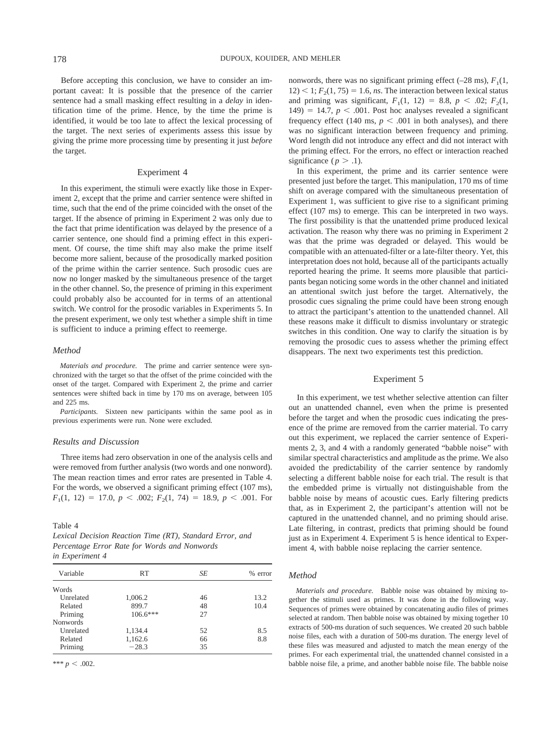Before accepting this conclusion, we have to consider an important caveat: It is possible that the presence of the carrier sentence had a small masking effect resulting in a *delay* in identification time of the prime. Hence, by the time the prime is identified, it would be too late to affect the lexical processing of the target. The next series of experiments assess this issue by giving the prime more processing time by presenting it just *before* the target.

## Experiment 4

In this experiment, the stimuli were exactly like those in Experiment 2, except that the prime and carrier sentence were shifted in time, such that the end of the prime coincided with the onset of the target. If the absence of priming in Experiment 2 was only due to the fact that prime identification was delayed by the presence of a carrier sentence, one should find a priming effect in this experiment. Of course, the time shift may also make the prime itself become more salient, because of the prosodically marked position of the prime within the carrier sentence. Such prosodic cues are now no longer masked by the simultaneous presence of the target in the other channel. So, the presence of priming in this experiment could probably also be accounted for in terms of an attentional switch. We control for the prosodic variables in Experiments 5. In the present experiment, we only test whether a simple shift in time is sufficient to induce a priming effect to reemerge.

### Method

*Materials and procedure.* The prime and carrier sentence were synchronized with the target so that the offset of the prime coincided with the onset of the target. Compared with Experiment 2, the prime and carrier sentences were shifted back in time by 170 ms on average, between 105 and 225 ms.

*Participants.* Sixteen new participants within the same pool as in previous experiments were run. None were excluded.

### Results and Discussion

Three items had zero observation in one of the analysis cells and were removed from further analysis (two words and one nonword). The mean reaction times and error rates are presented in Table 4. For the words, we observed a significant priming effect (107 ms), $F_1(1, 12) = 17.0$, $p < .002$; $F_2(1, 74) = 18.9$, $p < .001$. For nonwords, there was no significant priming effect (–28 ms), $F_1(1, 12) < 1$; $F_2(1, 75) = 1.6$, *ns*. The interaction between lexical status and priming was significant, $F_1(1, 12) = 8.8$, $p < .02$; $F_2(1, 149) = 14.7$, $p < .001$. Post hoc analyses revealed a significant frequency effect (140 ms, $p < .001$ in both analyses), and there was no significant interaction between frequency and priming. Word length did not introduce any effect and did not interact with the priming effect. For the errors, no effect or interaction reached significance ($p > .1$).

Table 4
*Lexical Decision Reaction Time (RT), Standard Error, and Percentage Error Rate for Words and Nonwords in Experiment 4*

| Variable | RT | *SE* | % error |
|---|---|---|---|
| Words | | | |
| Unrelated | 1,006.2 | 46 | 13.2 |
| Related | 899.7 | 48 | 10.4 |
| Priming | 106.6*** | 27 | |
| Nonwords | | | |
| Unrelated | 1,134.4 | 52 | 8.5 |
| Related | 1,162.6 | 66 | 8.8 |
| Priming | −28.3 | 35 | |

*** $p < .002$.

In this experiment, the prime and its carrier sentence were presented just before the target. This manipulation, 170 ms of time shift on average compared with the simultaneous presentation of Experiment 1, was sufficient to give rise to a significant priming effect (107 ms) to emerge. This can be interpreted in two ways. The first possibility is that the unattended prime produced lexical activation. The reason why there was no priming in Experiment 2 was that the prime was degraded or delayed. This would be compatible with an attenuated-filter or a late-filter theory. Yet, this interpretation does not hold, because all of the participants actually reported hearing the prime. It seems more plausible that participants began noticing some words in the other channel and initiated an attentional switch just before the target. Alternatively, the prosodic cues signaling the prime could have been strong enough to attract the participant's attention to the unattended channel. All these reasons make it difficult to dismiss involuntary or strategic switches in this condition. One way to clarify the situation is by removing the prosodic cues to assess whether the priming effect disappears. The next two experiments test this prediction.

## Experiment 5

In this experiment, we test whether selective attention can filter out an unattended channel, even when the prime is presented before the target and when the prosodic cues indicating the presence of the prime are removed from the carrier material. To carry out this experiment, we replaced the carrier sentence of Experiments 2, 3, and 4 with a randomly generated "babble noise" with similar spectral characteristics and amplitude as the prime. We also avoided the predictability of the carrier sentence by randomly selecting a different babble noise for each trial. The result is that the embedded prime is virtually not distinguishable from the babble noise by means of acoustic cues. Early filtering predicts that, as in Experiment 2, the participant's attention will not be captured in the unattended channel, and no priming should arise. Late filtering, in contrast, predicts that priming should be found just as in Experiment 4. Experiment 5 is hence identical to Experiment 4, with babble noise replacing the carrier sentence.

### Method

*Materials and procedure.* Babble noise was obtained by mixing together the stimuli used as primes. It was done in the following way. Sequences of primes were obtained by concatenating audio files of primes selected at random. Then babble noise was obtained by mixing together 10 extracts of 500-ms duration of such sequences. We created 20 such babble noise files, each with a duration of 500-ms duration. The energy level of these files was measured and adjusted to match the mean energy of the primes. For each experimental trial, the unattended channel consisted in a babble noise file, a prime, and another babble noise file. The babble noise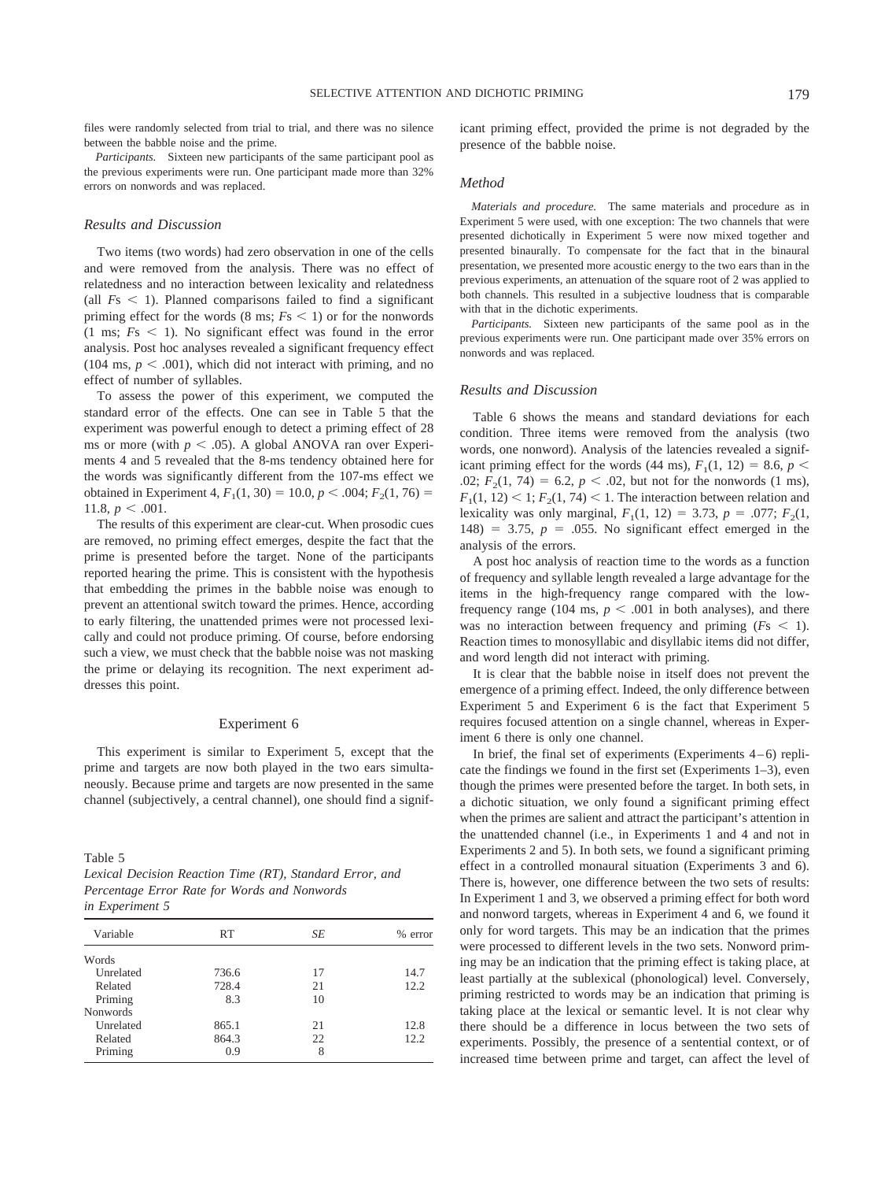files were randomly selected from trial to trial, and there was no silence between the babble noise and the prime.

*Participants.* Sixteen new participants of the same participant pool as the previous experiments were run. One participant made more than 32% errors on nonwords and was replaced.

### Results and Discussion

Two items (two words) had zero observation in one of the cells and were removed from the analysis. There was no effect of relatedness and no interaction between lexicality and relatedness (all $Fs < 1$). Planned comparisons failed to find a significant priming effect for the words (8 ms; $Fs < 1$) or for the nonwords (1 ms; $Fs < 1$). No significant effect was found in the error analysis. Post hoc analyses revealed a significant frequency effect (104 ms, $p < .001$), which did not interact with priming, and no effect of number of syllables.

To assess the power of this experiment, we computed the standard error of the effects. One can see in Table 5 that the experiment was powerful enough to detect a priming effect of 28 ms or more (with $p < .05$). A global ANOVA ran over Experiments 4 and 5 revealed that the 8-ms tendency obtained here for the words was significantly different from the 107-ms effect we obtained in Experiment 4, $F_1(1, 30) = 10.0$, $p < .004$; $F_2(1, 76) = 11.8$, $p < .001$.

The results of this experiment are clear-cut. When prosodic cues are removed, no priming effect emerges, despite the fact that the prime is presented before the target. None of the participants reported hearing the prime. This is consistent with the hypothesis that embedding the primes in the babble noise was enough to prevent an attentional switch toward the primes. Hence, according to early filtering, the unattended primes were not processed lexically and could not produce priming. Of course, before endorsing such a view, we must check that the babble noise was not masking the prime or delaying its recognition. The next experiment addresses this point.

## Experiment 6

This experiment is similar to Experiment 5, except that the prime and targets are now both played in the two ears simultaneously. Because prime and targets are now presented in the same channel (subjectively, a central channel), one should find a significant priming effect, provided the prime is not degraded by the presence of the babble noise.

Table 5
*Lexical Decision Reaction Time (RT), Standard Error, and Percentage Error Rate for Words and Nonwords in Experiment 5*

| Variable | RT | *SE* | % error |
|---|---|---|---|
| Words | | | |
| Unrelated | 736.6 | 17 | 14.7 |
| Related | 728.4 | 21 | 12.2 |
| Priming | 8.3 | 10 | |
| Nonwords | | | |
| Unrelated | 865.1 | 21 | 12.8 |
| Related | 864.3 | 22 | 12.2 |
| Priming | 0.9 | 8 | |

### Method

*Materials and procedure.* The same materials and procedure as in Experiment 5 were used, with one exception: The two channels that were presented dichotically in Experiment 5 were now mixed together and presented binaurally. To compensate for the fact that in the binaural presentation, we presented more acoustic energy to the two ears than in the previous experiments, an attenuation of the square root of 2 was applied to both channels. This resulted in a subjective loudness that is comparable with that in the dichotic experiments.

*Participants.* Sixteen new participants of the same pool as in the previous experiments were run. One participant made over 35% errors on nonwords and was replaced.

### Results and Discussion

Table 6 shows the means and standard deviations for each condition. Three items were removed from the analysis (two words, one nonword). Analysis of the latencies revealed a significant priming effect for the words (44 ms), $F_1(1, 12) = 8.6$, $p < .02$; $F_2(1, 74) = 6.2$, $p < .02$, but not for the nonwords (1 ms), $F_1(1, 12) < 1$; $F_2(1, 74) < 1$. The interaction between relation and lexicality was only marginal, $F_1(1, 12) = 3.73$, $p = .077$; $F_2(1, 148) = 3.75$, $p = .055$. No significant effect emerged in the analysis of the errors.

A post hoc analysis of reaction time to the words as a function of frequency and syllable length revealed a large advantage for the items in the high-frequency range compared with the low-frequency range (104 ms, $p < .001$ in both analyses), and there was no interaction between frequency and priming ($Fs < 1$). Reaction times to monosyllabic and disyllabic items did not differ, and word length did not interact with priming.

It is clear that the babble noise in itself does not prevent the emergence of a priming effect. Indeed, the only difference between Experiment 5 and Experiment 6 is the fact that Experiment 5 requires focused attention on a single channel, whereas in Experiment 6 there is only one channel.

In brief, the final set of experiments (Experiments 4–6) replicate the findings we found in the first set (Experiments 1–3), even though the primes were presented before the target. In both sets, in a dichotic situation, we only found a significant priming effect when the primes are salient and attract the participant's attention in the unattended channel (i.e., in Experiments 1 and 4 and not in Experiments 2 and 5). In both sets, we found a significant priming effect in a controlled monaural situation (Experiments 3 and 6). There is, however, one difference between the two sets of results: In Experiment 1 and 3, we observed a priming effect for both word and nonword targets, whereas in Experiment 4 and 6, we found it only for word targets. This may be an indication that the primes were processed to different levels in the two sets. Nonword priming may be an indication that the priming effect is taking place, at least partially at the sublexical (phonological) level. Conversely, priming restricted to words may be an indication that priming is taking place at the lexical or semantic level. It is not clear why there should be a difference in locus between the two sets of experiments. Possibly, the presence of a sentential context, or of increased time between prime and target, can affect the level of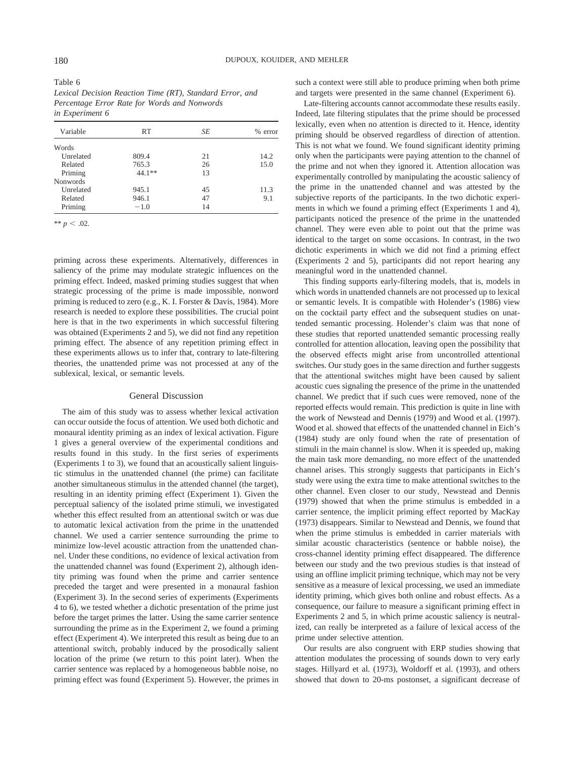Table 6
*Lexical Decision Reaction Time (RT), Standard Error, and Percentage Error Rate for Words and Nonwords in Experiment 6*

| Variable | RT | *SE* | % error |
|---|---|---|---|
| Words | | | |
| Unrelated | 809.4 | 21 | 14.2 |
| Related | 765.3 | 26 | 15.0 |
| Priming | 44.1** | 13 | |
| Nonwords | | | |
| Unrelated | 945.1 | 45 | 11.3 |
| Related | 946.1 | 47 | 9.1 |
| Priming | −1.0 | 14 | |

** $p < .02$.

priming across these experiments. Alternatively, differences in saliency of the prime may modulate strategic influences on the priming effect. Indeed, masked priming studies suggest that when strategic processing of the prime is made impossible, nonword priming is reduced to zero (e.g., K. I. Forster & Davis, 1984). More research is needed to explore these possibilities. The crucial point here is that in the two experiments in which successful filtering was obtained (Experiments 2 and 5), we did not find any repetition priming effect. The absence of any repetition priming effect in these experiments allows us to infer that, contrary to late-filtering theories, the unattended prime was not processed at any of the sublexical, lexical, or semantic levels.

## General Discussion

The aim of this study was to assess whether lexical activation can occur outside the focus of attention. We used both dichotic and monaural identity priming as an index of lexical activation. Figure 1 gives a general overview of the experimental conditions and results found in this study. In the first series of experiments (Experiments 1 to 3), we found that an acoustically salient linguistic stimulus in the unattended channel (the prime) can facilitate another simultaneous stimulus in the attended channel (the target), resulting in an identity priming effect (Experiment 1). Given the perceptual saliency of the isolated prime stimuli, we investigated whether this effect resulted from an attentional switch or was due to automatic lexical activation from the prime in the unattended channel. We used a carrier sentence surrounding the prime to minimize low-level acoustic attraction from the unattended channel. Under these conditions, no evidence of lexical activation from the unattended channel was found (Experiment 2), although identity priming was found when the prime and carrier sentence preceded the target and were presented in a monaural fashion (Experiment 3). In the second series of experiments (Experiments 4 to 6), we tested whether a dichotic presentation of the prime just before the target primes the latter. Using the same carrier sentence surrounding the prime as in the Experiment 2, we found a priming effect (Experiment 4). We interpreted this result as being due to an attentional switch, probably induced by the prosodically salient location of the prime (we return to this point later). When the carrier sentence was replaced by a homogeneous babble noise, no priming effect was found (Experiment 5). However, the primes in such a context were still able to produce priming when both prime and targets were presented in the same channel (Experiment 6).

Late-filtering accounts cannot accommodate these results easily. Indeed, late filtering stipulates that the prime should be processed lexically, even when no attention is directed to it. Hence, identity priming should be observed regardless of direction of attention. This is not what we found. We found significant identity priming only when the participants were paying attention to the channel of the prime and not when they ignored it. Attention allocation was experimentally controlled by manipulating the acoustic saliency of the prime in the unattended channel and was attested by the subjective reports of the participants. In the two dichotic experiments in which we found a priming effect (Experiments 1 and 4), participants noticed the presence of the prime in the unattended channel. They were even able to point out that the prime was identical to the target on some occasions. In contrast, in the two dichotic experiments in which we did not find a priming effect (Experiments 2 and 5), participants did not report hearing any meaningful word in the unattended channel.

This finding supports early-filtering models, that is, models in which words in unattended channels are not processed up to lexical or semantic levels. It is compatible with Holender's (1986) view on the cocktail party effect and the subsequent studies on unattended semantic processing. Holender's claim was that none of these studies that reported unattended semantic processing really controlled for attention allocation, leaving open the possibility that the observed effects might arise from uncontrolled attentional switches. Our study goes in the same direction and further suggests that the attentional switches might have been caused by salient acoustic cues signaling the presence of the prime in the unattended channel. We predict that if such cues were removed, none of the reported effects would remain. This prediction is quite in line with the work of Newstead and Dennis (1979) and Wood et al. (1997). Wood et al. showed that effects of the unattended channel in Eich's (1984) study are only found when the rate of presentation of stimuli in the main channel is slow. When it is speeded up, making the main task more demanding, no more effect of the unattended channel arises. This strongly suggests that participants in Eich's study were using the extra time to make attentional switches to the other channel. Even closer to our study, Newstead and Dennis (1979) showed that when the prime stimulus is embedded in a carrier sentence, the implicit priming effect reported by MacKay (1973) disappears. Similar to Newstead and Dennis, we found that when the prime stimulus is embedded in carrier materials with similar acoustic characteristics (sentence or babble noise), the cross-channel identity priming effect disappeared. The difference between our study and the two previous studies is that instead of using an offline implicit priming technique, which may not be very sensitive as a measure of lexical processing, we used an immediate identity priming, which gives both online and robust effects. As a consequence, our failure to measure a significant priming effect in Experiments 2 and 5, in which prime acoustic saliency is neutralized, can really be interpreted as a failure of lexical access of the prime under selective attention.

Our results are also congruent with ERP studies showing that attention modulates the processing of sounds down to very early stages. Hillyard et al. (1973), Woldorff et al. (1993), and others showed that down to 20-ms postonset, a significant decrease of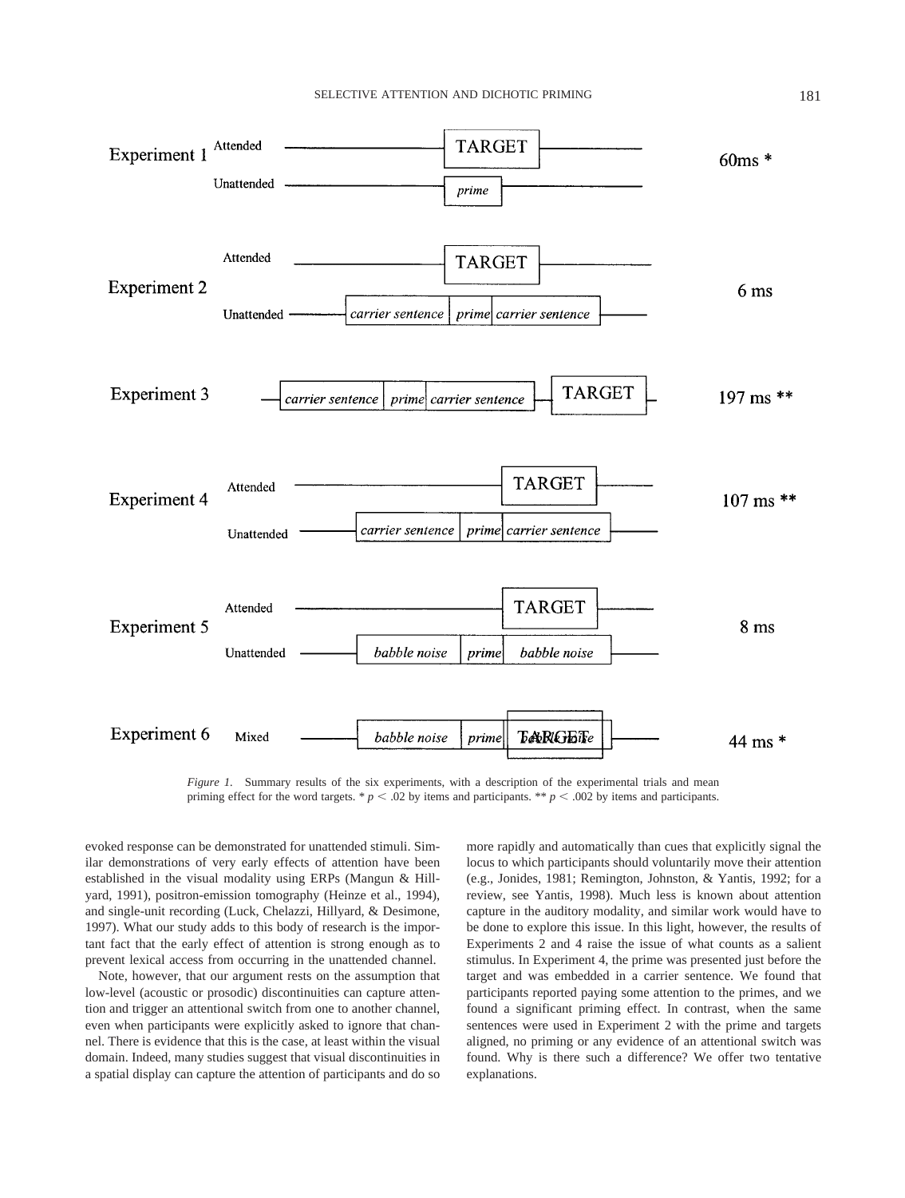*Figure 1.* Summary results of the six experiments, with a description of the experimental trials and mean priming effect for the word targets. * $p < .02$ by items and participants. ** $p < .002$ by items and participants.

evoked response can be demonstrated for unattended stimuli. Similar demonstrations of very early effects of attention have been established in the visual modality using ERPs (Mangun & Hillyard, 1991), positron-emission tomography (Heinze et al., 1994), and single-unit recording (Luck, Chelazzi, Hillyard, & Desimone, 1997). What our study adds to this body of research is the important fact that the early effect of attention is strong enough as to prevent lexical access from occurring in the unattended channel.

Note, however, that our argument rests on the assumption that low-level (acoustic or prosodic) discontinuities can capture attention and trigger an attentional switch from one to another channel, even when participants were explicitly asked to ignore that channel. There is evidence that this is the case, at least within the visual domain. Indeed, many studies suggest that visual discontinuities in a spatial display can capture the attention of participants and do so more rapidly and automatically than cues that explicitly signal the locus to which participants should voluntarily move their attention (e.g., Jonides, 1981; Remington, Johnston, & Yantis, 1992; for a review, see Yantis, 1998). Much less is known about attention capture in the auditory modality, and similar work would have to be done to explore this issue. In this light, however, the results of Experiments 2 and 4 raise the issue of what counts as a salient stimulus. In Experiment 4, the prime was presented just before the target and was embedded in a carrier sentence. We found that participants reported paying some attention to the primes, and we found a significant priming effect. In contrast, when the same sentences were used in Experiment 2 with the prime and targets aligned, no priming or any evidence of an attentional switch was found. Why is there such a difference? We offer two tentative explanations.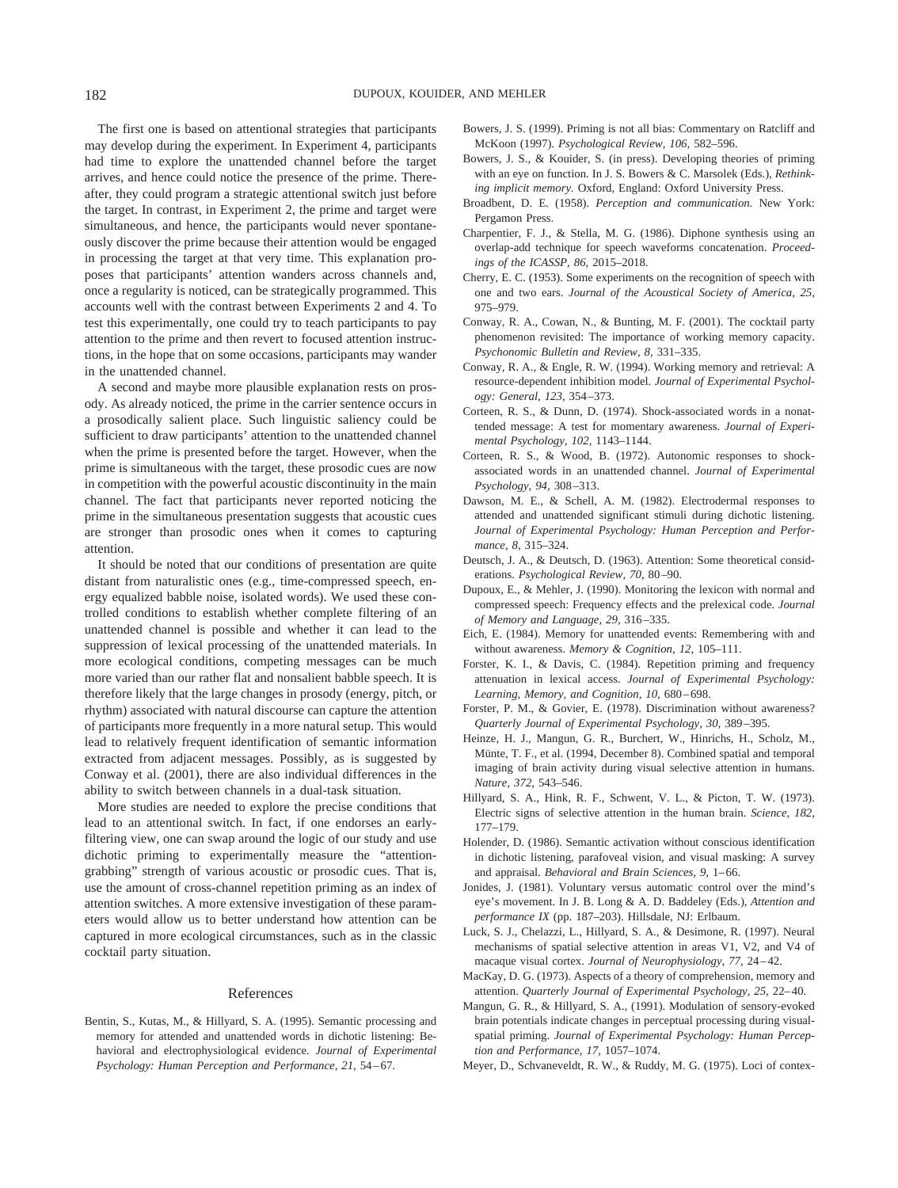The first one is based on attentional strategies that participants may develop during the experiment. In Experiment 4, participants had time to explore the unattended channel before the target arrives, and hence could notice the presence of the prime. Thereafter, they could program a strategic attentional switch just before the target. In contrast, in Experiment 2, the prime and target were simultaneous, and hence, the participants would never spontaneously discover the prime because their attention would be engaged in processing the target at that very time. This explanation proposes that participants' attention wanders across channels and, once a regularity is noticed, can be strategically programmed. This accounts well with the contrast between Experiments 2 and 4. To test this experimentally, one could try to teach participants to pay attention to the prime and then revert to focused attention instructions, in the hope that on some occasions, participants may wander in the unattended channel.

A second and maybe more plausible explanation rests on prosody. As already noticed, the prime in the carrier sentence occurs in a prosodically salient place. Such linguistic saliency could be sufficient to draw participants' attention to the unattended channel when the prime is presented before the target. However, when the prime is simultaneous with the target, these prosodic cues are now in competition with the powerful acoustic discontinuity in the main channel. The fact that participants never reported noticing the prime in the simultaneous presentation suggests that acoustic cues are stronger than prosodic ones when it comes to capturing attention.

It should be noted that our conditions of presentation are quite distant from naturalistic ones (e.g., time-compressed speech, energy equalized babble noise, isolated words). We used these controlled conditions to establish whether complete filtering of an unattended channel is possible and whether it can lead to the suppression of lexical processing of the unattended materials. In more ecological conditions, competing messages can be much more varied than our rather flat and nonsalient babble speech. It is therefore likely that the large changes in prosody (energy, pitch, or rhythm) associated with natural discourse can capture the attention of participants more frequently in a more natural setup. This would lead to relatively frequent identification of semantic information extracted from adjacent messages. Possibly, as is suggested by Conway et al. (2001), there are also individual differences in the ability to switch between channels in a dual-task situation.

More studies are needed to explore the precise conditions that lead to an attentional switch. In fact, if one endorses an early-filtering view, one can swap around the logic of our study and use dichotic priming to experimentally measure the "attention-grabbing" strength of various acoustic or prosodic cues. That is, use the amount of cross-channel repetition priming as an index of attention switches. A more extensive investigation of these parameters would allow us to better understand how attention can be captured in more ecological circumstances, such as in the classic cocktail party situation.

## References

Bentin, S., Kutas, M., & Hillyard, S. A. (1995). Semantic processing and memory for attended and unattended words in dichotic listening: Behavioral and electrophysiological evidence. *Journal of Experimental Psychology: Human Perception and Performance, 21,* 54–67.

Bowers, J. S. (1999). Priming is not all bias: Commentary on Ratcliff and McKoon (1997). *Psychological Review, 106,* 582–596.

Bowers, J. S., & Kouider, S. (in press). Developing theories of priming with an eye on function. In J. S. Bowers & C. Marsolek (Eds.), *Rethinking implicit memory.* Oxford, England: Oxford University Press.

Broadbent, D. E. (1958). *Perception and communication.* New York: Pergamon Press.

Charpentier, F. J., & Stella, M. G. (1986). Diphone synthesis using an overlap-add technique for speech waveforms concatenation. *Proceedings of the ICASSP, 86,* 2015–2018.

Cherry, E. C. (1953). Some experiments on the recognition of speech with one and two ears. *Journal of the Acoustical Society of America, 25,* 975–979.

Conway, R. A., Cowan, N., & Bunting, M. F. (2001). The cocktail party phenomenon revisited: The importance of working memory capacity. *Psychonomic Bulletin and Review, 8,* 331–335.

Conway, R. A., & Engle, R. W. (1994). Working memory and retrieval: A resource-dependent inhibition model. *Journal of Experimental Psychology: General, 123,* 354–373.

Corteen, R. S., & Dunn, D. (1974). Shock-associated words in a nonattended message: A test for momentary awareness. *Journal of Experimental Psychology, 102,* 1143–1144.

Corteen, R. S., & Wood, B. (1972). Autonomic responses to shock-associated words in an unattended channel. *Journal of Experimental Psychology, 94,* 308–313.

Dawson, M. E., & Schell, A. M. (1982). Electrodermal responses to attended and unattended significant stimuli during dichotic listening. *Journal of Experimental Psychology: Human Perception and Performance, 8,* 315–324.

Deutsch, J. A., & Deutsch, D. (1963). Attention: Some theoretical considerations. *Psychological Review, 70,* 80–90.

Dupoux, E., & Mehler, J. (1990). Monitoring the lexicon with normal and compressed speech: Frequency effects and the prelexical code. *Journal of Memory and Language, 29,* 316–335.

Eich, E. (1984). Memory for unattended events: Remembering with and without awareness. *Memory & Cognition, 12,* 105–111.

Forster, K. I., & Davis, C. (1984). Repetition priming and frequency attenuation in lexical access. *Journal of Experimental Psychology: Learning, Memory, and Cognition, 10,* 680–698.

Forster, P. M., & Govier, E. (1978). Discrimination without awareness? *Quarterly Journal of Experimental Psychology, 30,* 389–395.

Heinze, H. J., Mangun, G. R., Burchert, W., Hinrichs, H., Scholz, M., Münte, T. F., et al. (1994, December 8). Combined spatial and temporal imaging of brain activity during visual selective attention in humans. *Nature, 372,* 543–546.

Hillyard, S. A., Hink, R. F., Schwent, V. L., & Picton, T. W. (1973). Electric signs of selective attention in the human brain. *Science, 182,* 177–179.

Holender, D. (1986). Semantic activation without conscious identification in dichotic listening, parafoveal vision, and visual masking: A survey and appraisal. *Behavioral and Brain Sciences, 9,* 1–66.

Jonides, J. (1981). Voluntary versus automatic control over the mind's eye's movement. In J. B. Long & A. D. Baddeley (Eds.), *Attention and performance IX* (pp. 187–203). Hillsdale, NJ: Erlbaum.

Luck, S. J., Chelazzi, L., Hillyard, S. A., & Desimone, R. (1997). Neural mechanisms of spatial selective attention in areas V1, V2, and V4 of macaque visual cortex. *Journal of Neurophysiology, 77,* 24–42.

MacKay, D. G. (1973). Aspects of a theory of comprehension, memory and attention. *Quarterly Journal of Experimental Psychology, 25,* 22–40.

Mangun, G. R., & Hillyard, S. A., (1991). Modulation of sensory-evoked brain potentials indicate changes in perceptual processing during visual-spatial priming. *Journal of Experimental Psychology: Human Perception and Performance, 17,* 1057–1074.

Meyer, D., Schvaneveldt, R. W., & Ruddy, M. G. (1975). Loci of contex-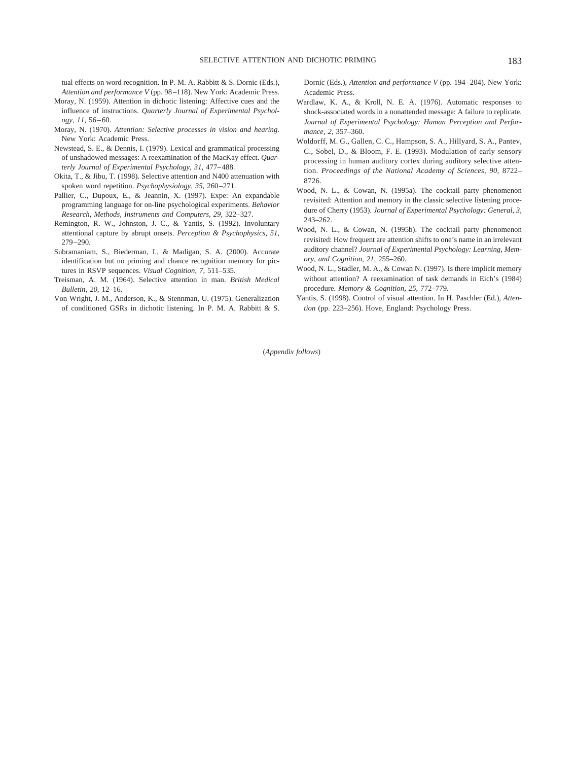tual effects on word recognition. In P. M. A. Rabbitt & S. Dornic (Eds.), *Attention and performance V* (pp. 98–118). New York: Academic Press.

Moray, N. (1959). Attention in dichotic listening: Affective cues and the influence of instructions. *Quarterly Journal of Experimental Psychology, 11,* 56–60.

Moray, N. (1970). *Attention: Selective processes in vision and hearing.* New York: Academic Press.

Newstead, S. E., & Dennis, I. (1979). Lexical and grammatical processing of unshadowed messages: A reexamination of the MacKay effect. *Quarterly Journal of Experimental Psychology, 31,* 477–488.

Okita, T., & Jibu, T. (1998). Selective attention and N400 attenuation with spoken word repetition. *Psychophysiology, 35,* 260–271.

Pallier, C., Dupoux, E., & Jeannin, X. (1997). Expe: An expandable programming language for on-line psychological experiments. *Behavior Research, Methods, Instruments and Computers, 29,* 322–327.

Remington, R. W., Johnston, J. C., & Yantis, S. (1992). Involuntary attentional capture by abrupt onsets. *Perception & Psychophysics, 51,* 279–290.

Subramaniam, S., Biederman, I., & Madigan, S. A. (2000). Accurate identification but no priming and chance recognition memory for pictures in RSVP sequences. *Visual Cognition, 7,* 511–535.

Treisman, A. M. (1964). Selective attention in man. *British Medical Bulletin, 20,* 12–16.

Von Wright, J. M., Anderson, K., & Stennman, U. (1975). Generalization of conditioned GSRs in dichotic listening. In P. M. A. Rabbitt & S. Dornic (Eds.), *Attention and performance V* (pp. 194–204). New York: Academic Press.

Wardlaw, K. A., & Kroll, N. E. A. (1976). Automatic responses to shock-associated words in a nonattended message: A failure to replicate. *Journal of Experimental Psychology: Human Perception and Performance, 2,* 357–360.

Woldorff, M. G., Gallen, C. C., Hampson, S. A., Hillyard, S. A., Pantev, C., Sobel, D., & Bloom, F. E. (1993). Modulation of early sensory processing in human auditory cortex during auditory selective attention. *Proceedings of the National Academy of Sciences, 90,* 8722–8726.

Wood, N. L., & Cowan, N. (1995a). The cocktail party phenomenon revisited: Attention and memory in the classic selective listening procedure of Cherry (1953). *Journal of Experimental Psychology: General, 3,* 243–262.

Wood, N. L., & Cowan, N. (1995b). The cocktail party phenomenon revisited: How frequent are attention shifts to one's name in an irrelevant auditory channel? *Journal of Experimental Psychology: Learning, Memory, and Cognition, 21,* 255–260.

Wood, N. L., Stadler, M. A., & Cowan N. (1997). Is there implicit memory without attention? A reexamination of task demands in Eich's (1984) procedure. *Memory & Cognition, 25,* 772–779.

Yantis, S. (1998). Control of visual attention. In H. Paschler (Ed.), *Attention* (pp. 223–256). Hove, England: Psychology Press.

(*Appendix follows*)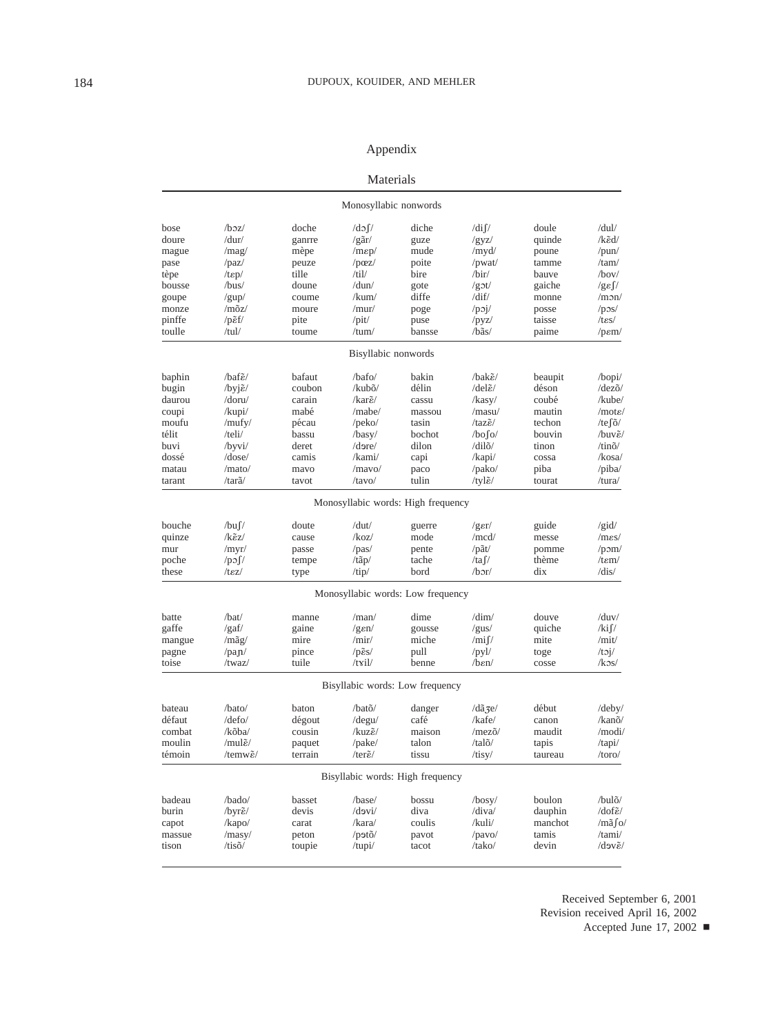## Appendix

### Materials

| | | | | | | | |
|---|---|---|---|---|---|---|---|
| **Monosyllabic nonwords** | | | | | | | |
| bose | /bɔz/ | doche | /dɔʃ/ | diche | /diʃ/ | doule | /dul/ |
| doure | /dur/ | ganrre | /gãr/ | guze | /gyz/ | quinde | /kɛ̃d/ |
| mague | /mag/ | mèpe | /mɛp/ | mude | /myd/ | poune | /pun/ |
| pase | /paz/ | peuze | /pœz/ | poite | /pwat/ | tamme | /tam/ |
| tèpe | /tɛp/ | tille | /til/ | bire | /bir/ | bauve | /bov/ |
| bousse | /bus/ | doune | /dun/ | gote | /gɔt/ | gaiche | /gɛʃ/ |
| goupe | /gup/ | coume | /kum/ | diffe | /dif/ | monne | /mɔn/ |
| monze | /mõz/ | moure | /mur/ | poge | /pɔj/ | posse | /pɔs/ |
| pinffe | /pɛ̃f/ | pite | /pit/ | puse | /pyz/ | taisse | /tɛs/ |
| toulle | /tul/ | toume | /tum/ | bansse | /bãs/ | paime | /pɛm/ |
| **Bisyllabic nonwords** | | | | | | | |
| baphin | /bafɛ̃/ | bafaut | /bafo/ | bakin | /bakɛ̃/ | beaupit | /bopi/ |
| bugin | /byjɛ̃/ | coubon | /kubõ/ | délin | /delɛ̃/ | déson | /dezõ/ |
| daurou | /doru/ | carain | /karɛ̃/ | cassu | /kasy/ | coubé | /kube/ |
| coupi | /kupi/ | mabé | /mabe/ | massou | /masu/ | mautin | /motɛ/ |
| moufu | /mufy/ | pécau | /peko/ | tasin | /tazɛ̃/ | techon | /teʃõ/ |
| télit | /teli/ | bassu | /basy/ | bochot | /boʃo/ | bouvin | /buvɛ̃/ |
| buvi | /byvi/ | deret | /dɘre/ | dilon | /dilõ/ | tinon | /tinõ/ |
| dossé | /dose/ | camis | /kami/ | capi | /kapi/ | cossa | /kosa/ |
| matau | /mato/ | mavo | /mavo/ | paco | /pako/ | piba | /piba/ |
| tarant | /tarã/ | tavot | /tavo/ | tulin | /tylɛ̃/ | tourat | /tura/ |
| **Monosyllabic words: High frequency** | | | | | | | |
| bouche | /buʃ/ | doute | /dut/ | guerre | /gɛr/ | guide | /gid/ |
| quinze | /kɛ̃z/ | cause | /koz/ | mode | /mcd/ | messe | /mɛs/ |
| mur | /myr/ | passe | /pas/ | pente | /pãt/ | pomme | /pɔm/ |
| poche | /pɔʃ/ | tempe | /tãp/ | tache | /taʃ/ | thème | /tɛm/ |
| these | /tɛz/ | type | /tip/ | bord | /bɔr/ | dix | /dis/ |
| **Monosyllabic words: Low frequency** | | | | | | | |
| batte | /bat/ | manne | /man/ | dime | /dim/ | douve | /duv/ |
| gaffe | /gaf/ | gaine | /gɛn/ | gousse | /gus/ | quiche | /kiʃ/ |
| mangue | /mãg/ | mire | /mir/ | miche | /miʃ/ | mite | /mit/ |
| pagne | /paɲ/ | pince | /pɛ̃s/ | pull | /pyl/ | toge | /tɔj/ |
| toise | /twaz/ | tuile | /tɤil/ | benne | /bɛn/ | cosse | /kɔs/ |
| **Bisyllabic words: Low frequency** | | | | | | | |
| bateau | /bato/ | baton | /batõ/ | danger | /dãʒe/ | début | /deby/ |
| défaut | /defo/ | dégout | /degu/ | café | /kafe/ | canon | /kanõ/ |
| combat | /kõba/ | cousin | /kuzɛ̃/ | maison | /mezõ/ | maudit | /modi/ |
| moulin | /mulɛ̃/ | paquet | /pake/ | talon | /talõ/ | tapis | /tapi/ |
| témoin | /temwɛ̃/ | terrain | /terɛ̃/ | tissu | /tisy/ | taureau | /toro/ |
| **Bisyllabic words: High frequency** | | | | | | | |
| badeau | /bado/ | basset | /base/ | bossu | /bosy/ | boulon | /bulõ/ |
| burin | /byrɛ̃/ | devis | /dɘvi/ | diva | /diva/ | dauphin | /dofɛ̃/ |
| capot | /kapo/ | carat | /kara/ | coulis | /kuli/ | manchot | /mãʃo/ |
| massue | /masy/ | peton | /pɘtõ/ | pavot | /pavo/ | tamis | /tami/ |
| tison | /tisõ/ | toupie | /tupi/ | tacot | /tako/ | devin | /dɘvɛ̃/ |

Received September 6, 2001
Revision received April 16, 2002
Accepted June 17, 2002 ■